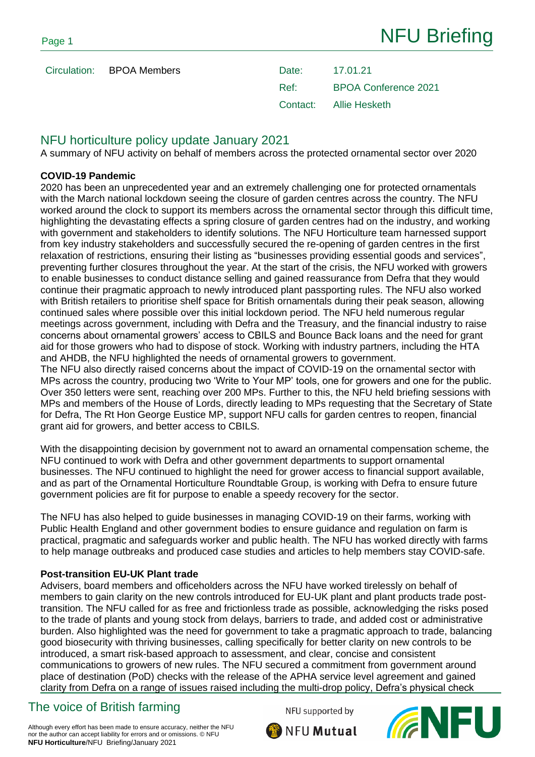# NFU Briefing

| | | | |
|---|---|---|---|
| Circulation: | BPOA Members | Date: | 17.01.21 |
| | | Ref: | BPOA Conference 2021 |
| | | Contact: | Allie Hesketh |

## NFU horticulture policy update January 2021

A summary of NFU activity on behalf of members across the protected ornamental sector over 2020

**COVID-19 Pandemic**

2020 has been an unprecedented year and an extremely challenging one for protected ornamentals with the March national lockdown seeing the closure of garden centres across the country. The NFU worked around the clock to support its members across the ornamental sector through this difficult time, highlighting the devastating effects a spring closure of garden centres had on the industry, and working with government and stakeholders to identify solutions. The NFU Horticulture team harnessed support from key industry stakeholders and successfully secured the re-opening of garden centres in the first relaxation of restrictions, ensuring their listing as "businesses providing essential goods and services", preventing further closures throughout the year. At the start of the crisis, the NFU worked with growers to enable businesses to conduct distance selling and gained reassurance from Defra that they would continue their pragmatic approach to newly introduced plant passporting rules. The NFU also worked with British retailers to prioritise shelf space for British ornamentals during their peak season, allowing continued sales where possible over this initial lockdown period. The NFU held numerous regular meetings across government, including with Defra and the Treasury, and the financial industry to raise concerns about ornamental growers' access to CBILS and Bounce Back loans and the need for grant aid for those growers who had to dispose of stock. Working with industry partners, including the HTA and AHDB, the NFU highlighted the needs of ornamental growers to government.

The NFU also directly raised concerns about the impact of COVID-19 on the ornamental sector with MPs across the country, producing two 'Write to Your MP' tools, one for growers and one for the public. Over 350 letters were sent, reaching over 200 MPs. Further to this, the NFU held briefing sessions with MPs and members of the House of Lords, directly leading to MPs requesting that the Secretary of State for Defra, The Rt Hon George Eustice MP, support NFU calls for garden centres to reopen, financial grant aid for growers, and better access to CBILS.

With the disappointing decision by government not to award an ornamental compensation scheme, the NFU continued to work with Defra and other government departments to support ornamental businesses. The NFU continued to highlight the need for grower access to financial support available, and as part of the Ornamental Horticulture Roundtable Group, is working with Defra to ensure future government policies are fit for purpose to enable a speedy recovery for the sector.

The NFU has also helped to guide businesses in managing COVID-19 on their farms, working with Public Health England and other government bodies to ensure guidance and regulation on farm is practical, pragmatic and safeguards worker and public health. The NFU has worked directly with farms to help manage outbreaks and produced case studies and articles to help members stay COVID-safe.

**Post-transition EU-UK Plant trade**

Advisers, board members and officeholders across the NFU have worked tirelessly on behalf of members to gain clarity on the new controls introduced for EU-UK plant and plant products trade post-transition. The NFU called for as free and frictionless trade as possible, acknowledging the risks posed to the trade of plants and young stock from delays, barriers to trade, and added cost or administrative burden. Also highlighted was the need for government to take a pragmatic approach to trade, balancing good biosecurity with thriving businesses, calling specifically for better clarity on new controls to be introduced, a smart risk-based approach to assessment, and clear, concise and consistent communications to growers of new rules. The NFU secured a commitment from government around place of destination (PoD) checks with the release of the APHA service level agreement and gained clarity from Defra on a range of issues raised including the multi-drop policy, Defra's physical check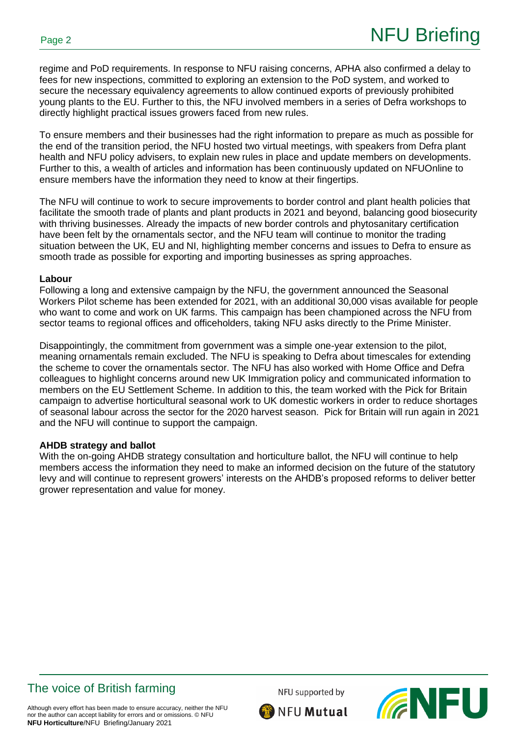regime and PoD requirements. In response to NFU raising concerns, APHA also confirmed a delay to fees for new inspections, committed to exploring an extension to the PoD system, and worked to secure the necessary equivalency agreements to allow continued exports of previously prohibited young plants to the EU. Further to this, the NFU involved members in a series of Defra workshops to directly highlight practical issues growers faced from new rules.

To ensure members and their businesses had the right information to prepare as much as possible for the end of the transition period, the NFU hosted two virtual meetings, with speakers from Defra plant health and NFU policy advisers, to explain new rules in place and update members on developments. Further to this, a wealth of articles and information has been continuously updated on NFUOnline to ensure members have the information they need to know at their fingertips.

The NFU will continue to work to secure improvements to border control and plant health policies that facilitate the smooth trade of plants and plant products in 2021 and beyond, balancing good biosecurity with thriving businesses. Already the impacts of new border controls and phytosanitary certification have been felt by the ornamentals sector, and the NFU team will continue to monitor the trading situation between the UK, EU and NI, highlighting member concerns and issues to Defra to ensure as smooth trade as possible for exporting and importing businesses as spring approaches.

**Labour**

Following a long and extensive campaign by the NFU, the government announced the Seasonal Workers Pilot scheme has been extended for 2021, with an additional 30,000 visas available for people who want to come and work on UK farms. This campaign has been championed across the NFU from sector teams to regional offices and officeholders, taking NFU asks directly to the Prime Minister.

Disappointingly, the commitment from government was a simple one-year extension to the pilot, meaning ornamentals remain excluded. The NFU is speaking to Defra about timescales for extending the scheme to cover the ornamentals sector. The NFU has also worked with Home Office and Defra colleagues to highlight concerns around new UK Immigration policy and communicated information to members on the EU Settlement Scheme. In addition to this, the team worked with the Pick for Britain campaign to advertise horticultural seasonal work to UK domestic workers in order to reduce shortages of seasonal labour across the sector for the 2020 harvest season. Pick for Britain will run again in 2021 and the NFU will continue to support the campaign.

**AHDB strategy and ballot**

With the on-going AHDB strategy consultation and horticulture ballot, the NFU will continue to help members access the information they need to make an informed decision on the future of the statutory levy and will continue to represent growers' interests on the AHDB's proposed reforms to deliver better grower representation and value for money.